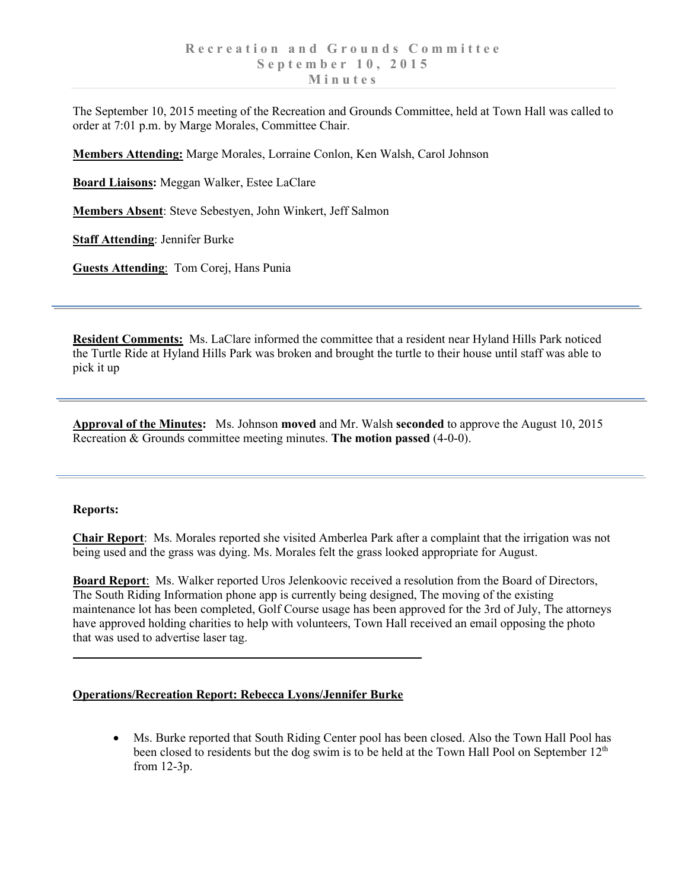# Recreation and Grounds Committee
# September 10, 2015
# Minutes

The September 10, 2015 meeting of the Recreation and Grounds Committee, held at Town Hall was called to order at 7:01 p.m. by Marge Morales, Committee Chair.

**Members Attending:** Marge Morales, Lorraine Conlon, Ken Walsh, Carol Johnson

**Board Liaisons:** Meggan Walker, Estee LaClare

**Members Absent**: Steve Sebestyen, John Winkert, Jeff Salmon

**Staff Attending**: Jennifer Burke

**Guests Attending**: Tom Corej, Hans Punia

---

**Resident Comments:** Ms. LaClare informed the committee that a resident near Hyland Hills Park noticed the Turtle Ride at Hyland Hills Park was broken and brought the turtle to their house until staff was able to pick it up

---

**Approval of the Minutes:** Ms. Johnson **moved** and Mr. Walsh **seconded** to approve the August 10, 2015 Recreation & Grounds committee meeting minutes. **The motion passed** (4-0-0).

---

**Reports:**

**Chair Report**: Ms. Morales reported she visited Amberlea Park after a complaint that the irrigation was not being used and the grass was dying. Ms. Morales felt the grass looked appropriate for August.

**Board Report**: Ms. Walker reported Uros Jelenkoovic received a resolution from the Board of Directors, The South Riding Information phone app is currently being designed, The moving of the existing maintenance lot has been completed, Golf Course usage has been approved for the 3rd of July, The attorneys have approved holding charities to help with volunteers, Town Hall received an email opposing the photo that was used to advertise laser tag.

---

**Operations/Recreation Report: Rebecca Lyons/Jennifer Burke**

- Ms. Burke reported that South Riding Center pool has been closed. Also the Town Hall Pool has been closed to residents but the dog swim is to be held at the Town Hall Pool on September 12th from 12-3p.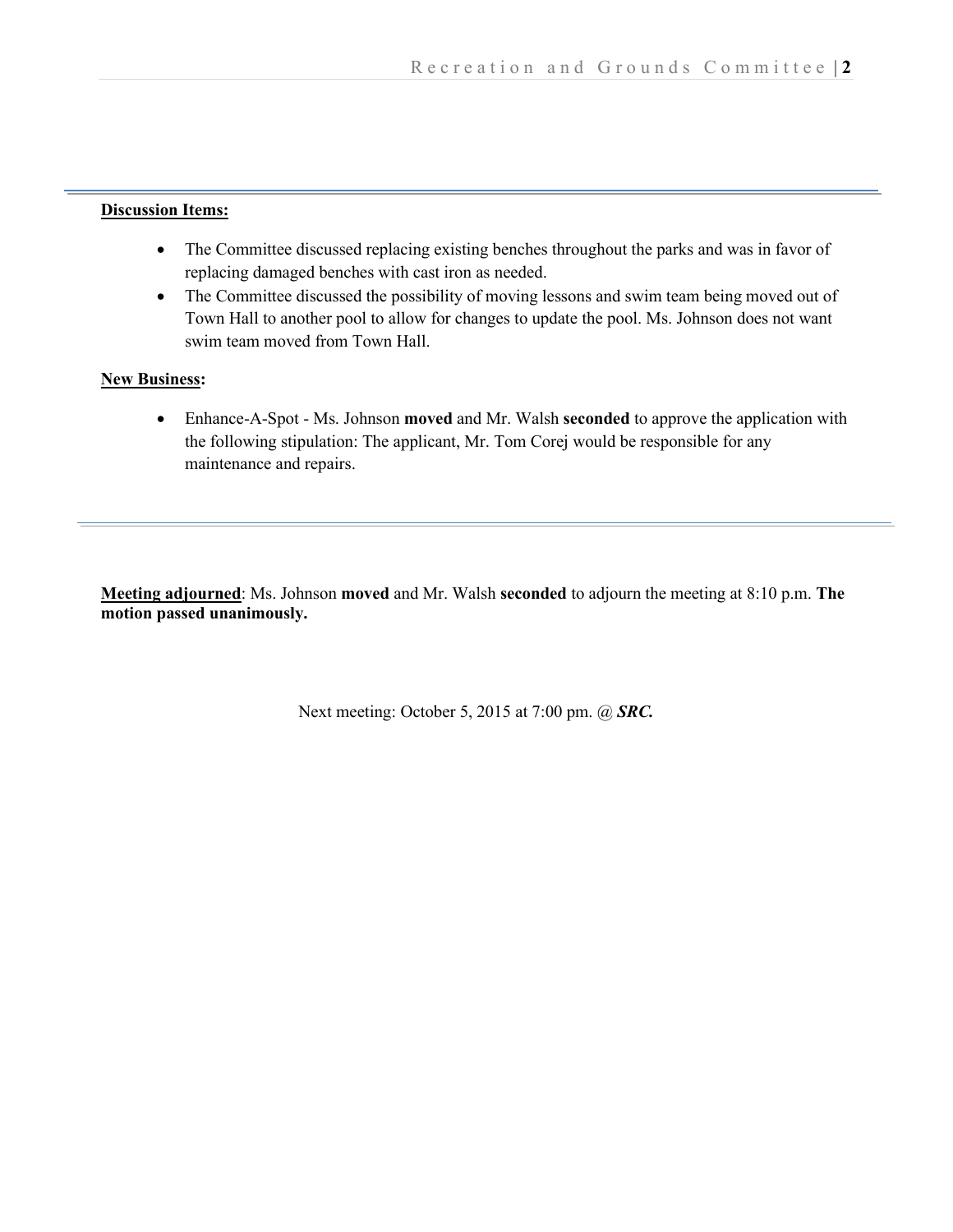**Discussion Items:**

- The Committee discussed replacing existing benches throughout the parks and was in favor of replacing damaged benches with cast iron as needed.
- The Committee discussed the possibility of moving lessons and swim team being moved out of Town Hall to another pool to allow for changes to update the pool. Ms. Johnson does not want swim team moved from Town Hall.

**New Business:**

- Enhance-A-Spot - Ms. Johnson **moved** and Mr. Walsh **seconded** to approve the application with the following stipulation: The applicant, Mr. Tom Corej would be responsible for any maintenance and repairs.

**Meeting adjourned**: Ms. Johnson **moved** and Mr. Walsh **seconded** to adjourn the meeting at 8:10 p.m. **The motion passed unanimously.**

Next meeting: October 5, 2015 at 7:00 pm. @ ***SRC.***